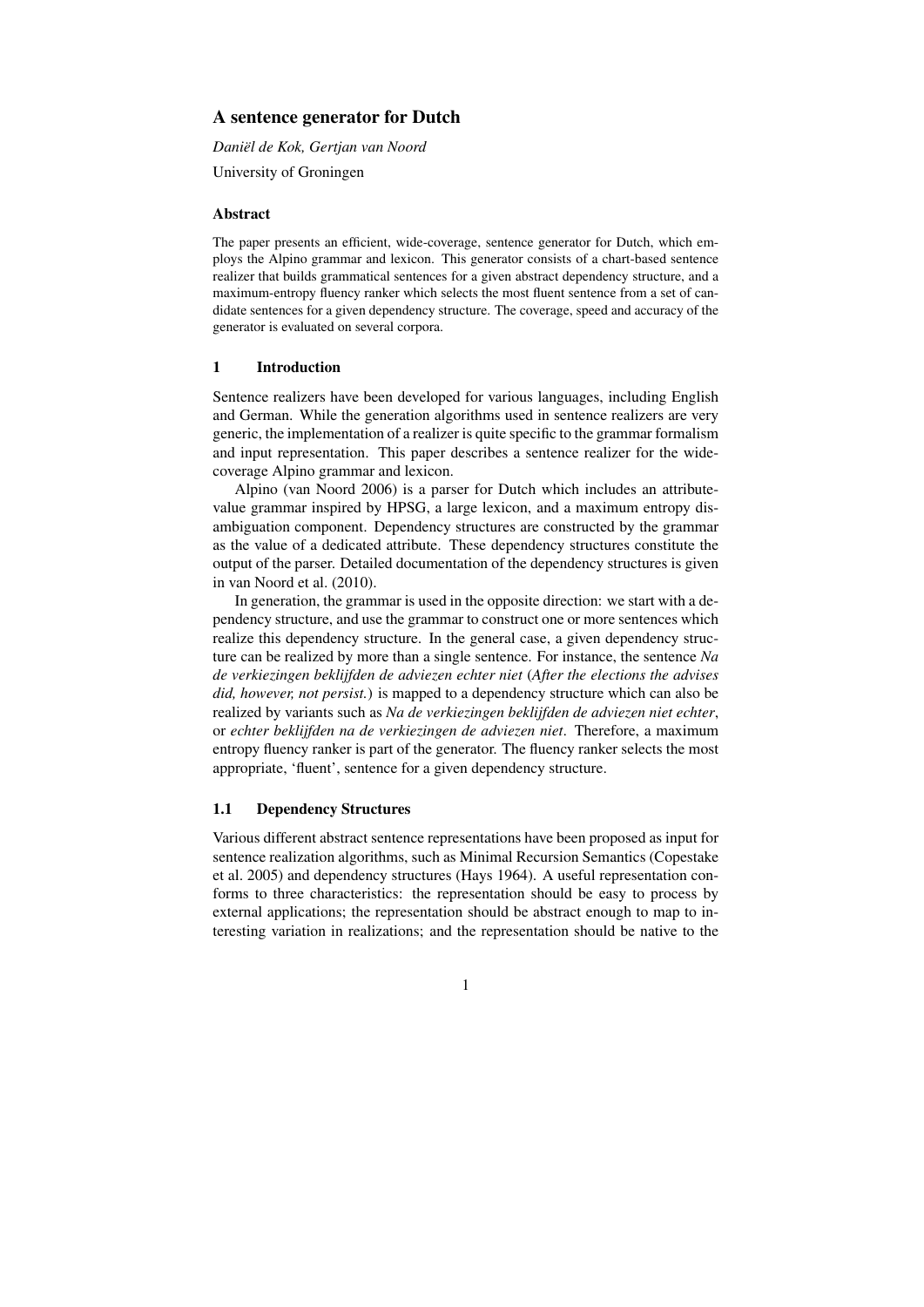# A sentence generator for Dutch

*Daniël de Kok, Gertjan van Noord*

University of Groningen

### Abstract

The paper presents an efficient, wide-coverage, sentence generator for Dutch, which employs the Alpino grammar and lexicon. This generator consists of a chart-based sentence realizer that builds grammatical sentences for a given abstract dependency structure, and a maximum-entropy fluency ranker which selects the most fluent sentence from a set of candidate sentences for a given dependency structure. The coverage, speed and accuracy of the generator is evaluated on several corpora.

## 1 Introduction

Sentence realizers have been developed for various languages, including English and German. While the generation algorithms used in sentence realizers are very generic, the implementation of a realizer is quite specific to the grammar formalism and input representation. This paper describes a sentence realizer for the wide-coverage Alpino grammar and lexicon.

Alpino (van Noord 2006) is a parser for Dutch which includes an attribute-value grammar inspired by HPSG, a large lexicon, and a maximum entropy disambiguation component. Dependency structures are constructed by the grammar as the value of a dedicated attribute. These dependency structures constitute the output of the parser. Detailed documentation of the dependency structures is given in van Noord et al. (2010).

In generation, the grammar is used in the opposite direction: we start with a dependency structure, and use the grammar to construct one or more sentences which realize this dependency structure. In the general case, a given dependency structure can be realized by more than a single sentence. For instance, the sentence *Na de verkiezingen beklijfden de adviezen echter niet* (*After the elections the advises did, however, not persist.*) is mapped to a dependency structure which can also be realized by variants such as *Na de verkiezingen beklijfden de adviezen niet echter*, or *echter beklijfden na de verkiezingen de adviezen niet*. Therefore, a maximum entropy fluency ranker is part of the generator. The fluency ranker selects the most appropriate, 'fluent', sentence for a given dependency structure.

### 1.1 Dependency Structures

Various different abstract sentence representations have been proposed as input for sentence realization algorithms, such as Minimal Recursion Semantics (Copestake et al. 2005) and dependency structures (Hays 1964). A useful representation conforms to three characteristics: the representation should be easy to process by external applications; the representation should be abstract enough to map to interesting variation in realizations; and the representation should be native to the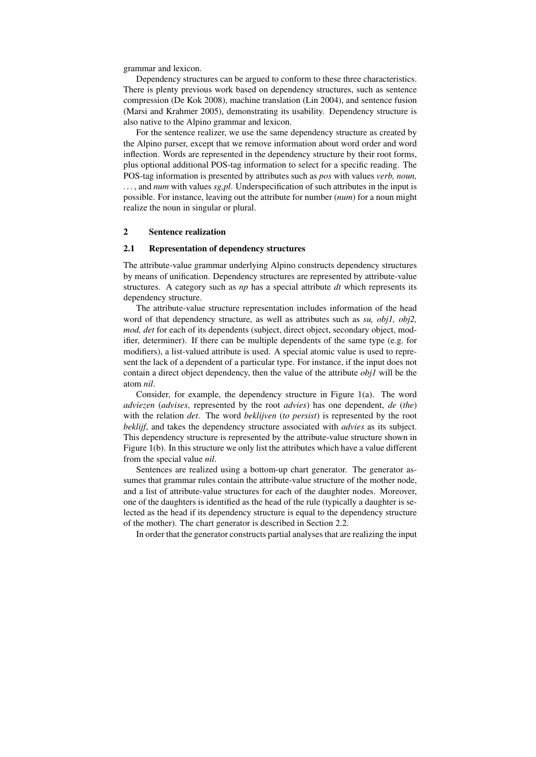grammar and lexicon.

Dependency structures can be argued to conform to these three characteristics. There is plenty previous work based on dependency structures, such as sentence compression (De Kok 2008), machine translation (Lin 2004), and sentence fusion (Marsi and Krahmer 2005), demonstrating its usability. Dependency structure is also native to the Alpino grammar and lexicon.

For the sentence realizer, we use the same dependency structure as created by the Alpino parser, except that we remove information about word order and word inflection. Words are represented in the dependency structure by their root forms, plus optional additional POS-tag information to select for a specific reading. The POS-tag information is presented by attributes such as *pos* with values *verb, noun,* ..., and *num* with values *sg,pl*. Underspecification of such attributes in the input is possible. For instance, leaving out the attribute for number (*num*) for a noun might realize the noun in singular or plural.

## 2 Sentence realization

### 2.1 Representation of dependency structures

The attribute-value grammar underlying Alpino constructs dependency structures by means of unification. Dependency structures are represented by attribute-value structures. A category such as *np* has a special attribute *dt* which represents its dependency structure.

The attribute-value structure representation includes information of the head word of that dependency structure, as well as attributes such as *su, obj1, obj2, mod, det* for each of its dependents (subject, direct object, secondary object, modifier, determiner). If there can be multiple dependents of the same type (e.g. for modifiers), a list-valued attribute is used. A special atomic value is used to represent the lack of a dependent of a particular type. For instance, if the input does not contain a direct object dependency, then the value of the attribute *obj1* will be the atom *nil*.

Consider, for example, the dependency structure in Figure 1(a). The word *adviezen* (*advises*, represented by the root *advies*) has one dependent, *de* (*the*) with the relation *det*. The word *beklijven* (*to persist*) is represented by the root *beklijf*, and takes the dependency structure associated with *advies* as its subject. This dependency structure is represented by the attribute-value structure shown in Figure 1(b). In this structure we only list the attributes which have a value different from the special value *nil*.

Sentences are realized using a bottom-up chart generator. The generator assumes that grammar rules contain the attribute-value structure of the mother node, and a list of attribute-value structures for each of the daughter nodes. Moreover, one of the daughters is identified as the head of the rule (typically a daughter is selected as the head if its dependency structure is equal to the dependency structure of the mother). The chart generator is described in Section 2.2.

In order that the generator constructs partial analyses that are realizing the input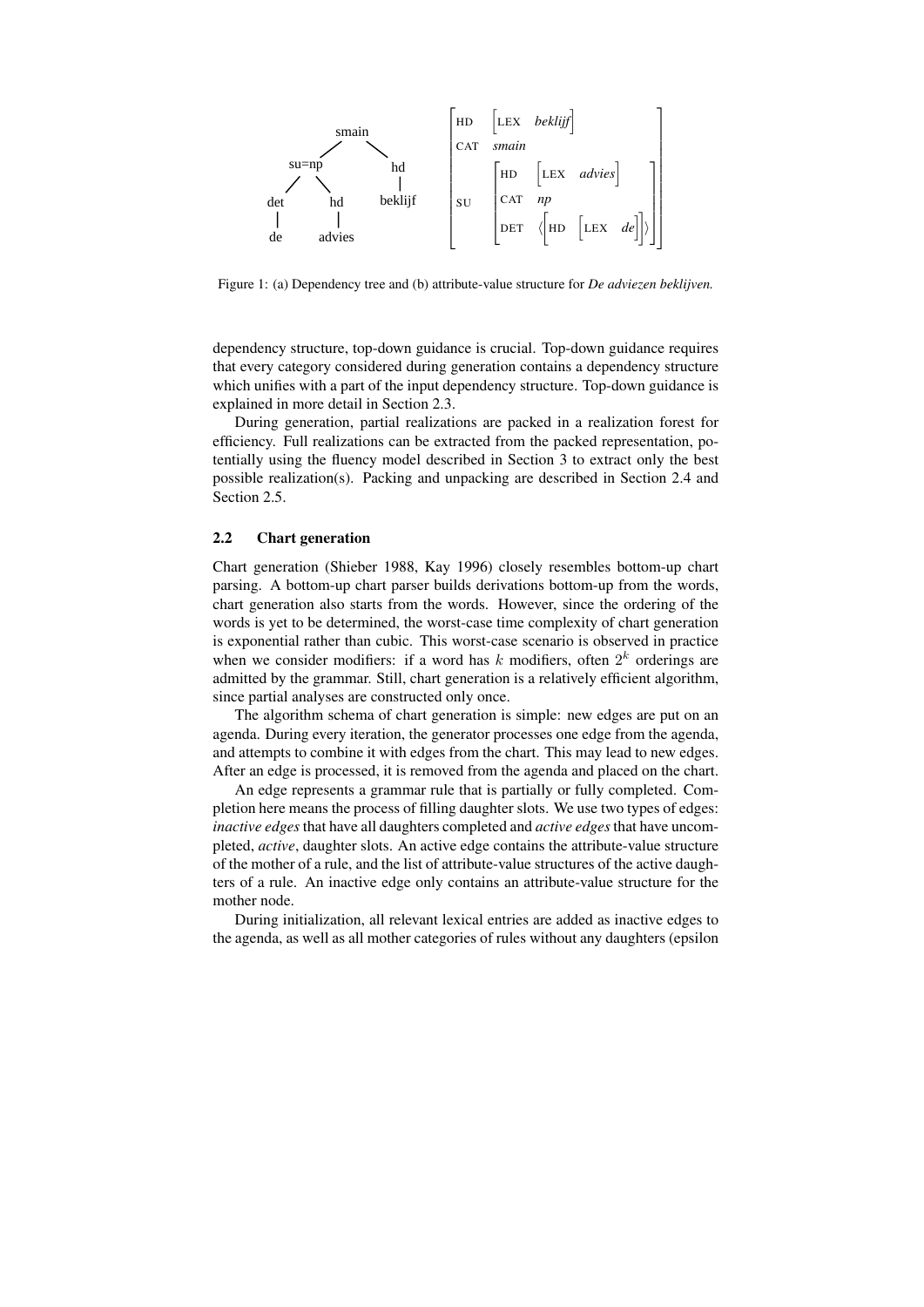Figure 1: (a) Dependency tree and (b) attribute-value structure for *De adviezen beklijven.*

dependency structure, top-down guidance is crucial. Top-down guidance requires that every category considered during generation contains a dependency structure which unifies with a part of the input dependency structure. Top-down guidance is explained in more detail in Section 2.3.

During generation, partial realizations are packed in a realization forest for efficiency. Full realizations can be extracted from the packed representation, potentially using the fluency model described in Section 3 to extract only the best possible realization(s). Packing and unpacking are described in Section 2.4 and Section 2.5.

### 2.2 Chart generation

Chart generation (Shieber 1988, Kay 1996) closely resembles bottom-up chart parsing. A bottom-up chart parser builds derivations bottom-up from the words, chart generation also starts from the words. However, since the ordering of the words is yet to be determined, the worst-case time complexity of chart generation is exponential rather than cubic. This worst-case scenario is observed in practice when we consider modifiers: if a word has $k$ modifiers, often $2^k$ orderings are admitted by the grammar. Still, chart generation is a relatively efficient algorithm, since partial analyses are constructed only once.

The algorithm schema of chart generation is simple: new edges are put on an agenda. During every iteration, the generator processes one edge from the agenda, and attempts to combine it with edges from the chart. This may lead to new edges. After an edge is processed, it is removed from the agenda and placed on the chart.

An edge represents a grammar rule that is partially or fully completed. Completion here means the process of filling daughter slots. We use two types of edges: *inactive edges* that have all daughters completed and *active edges* that have uncompleted, *active*, daughter slots. An active edge contains the attribute-value structure of the mother of a rule, and the list of attribute-value structures of the active daughters of a rule. An inactive edge only contains an attribute-value structure for the mother node.

During initialization, all relevant lexical entries are added as inactive edges to the agenda, as well as all mother categories of rules without any daughters (epsilon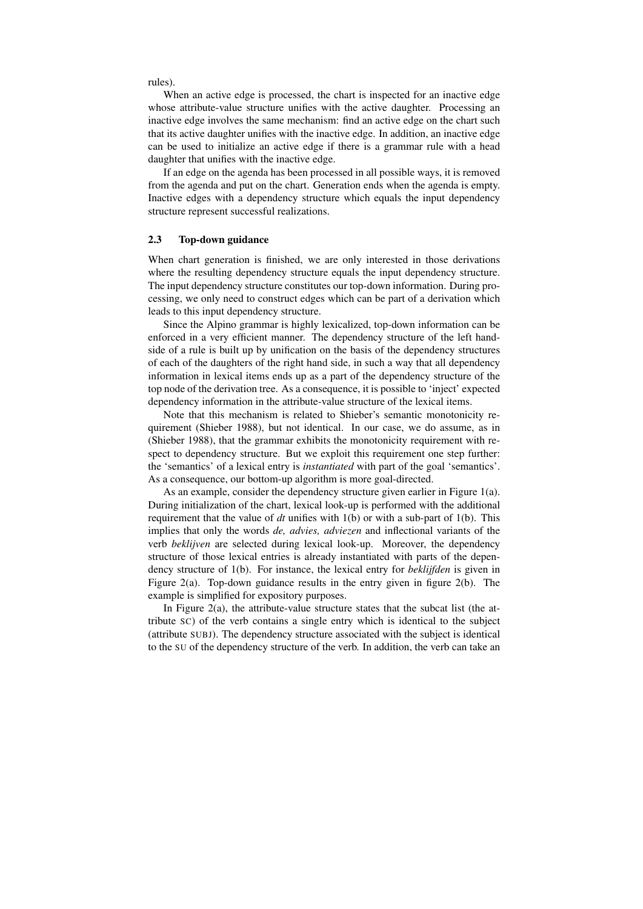rules).

When an active edge is processed, the chart is inspected for an inactive edge whose attribute-value structure unifies with the active daughter. Processing an inactive edge involves the same mechanism: find an active edge on the chart such that its active daughter unifies with the inactive edge. In addition, an inactive edge can be used to initialize an active edge if there is a grammar rule with a head daughter that unifies with the inactive edge.

If an edge on the agenda has been processed in all possible ways, it is removed from the agenda and put on the chart. Generation ends when the agenda is empty. Inactive edges with a dependency structure which equals the input dependency structure represent successful realizations.

### 2.3 Top-down guidance

When chart generation is finished, we are only interested in those derivations where the resulting dependency structure equals the input dependency structure. The input dependency structure constitutes our top-down information. During processing, we only need to construct edges which can be part of a derivation which leads to this input dependency structure.

Since the Alpino grammar is highly lexicalized, top-down information can be enforced in a very efficient manner. The dependency structure of the left hand-side of a rule is built up by unification on the basis of the dependency structures of each of the daughters of the right hand side, in such a way that all dependency information in lexical items ends up as a part of the dependency structure of the top node of the derivation tree. As a consequence, it is possible to 'inject' expected dependency information in the attribute-value structure of the lexical items.

Note that this mechanism is related to Shieber's semantic monotonicity requirement (Shieber 1988), but not identical. In our case, we do assume, as in (Shieber 1988), that the grammar exhibits the monotonicity requirement with respect to dependency structure. But we exploit this requirement one step further: the 'semantics' of a lexical entry is *instantiated* with part of the goal 'semantics'. As a consequence, our bottom-up algorithm is more goal-directed.

As an example, consider the dependency structure given earlier in Figure 1(a). During initialization of the chart, lexical look-up is performed with the additional requirement that the value of *dt* unifies with 1(b) or with a sub-part of 1(b). This implies that only the words *de, advies, adviezen* and inflectional variants of the verb *beklijven* are selected during lexical look-up. Moreover, the dependency structure of those lexical entries is already instantiated with parts of the dependency structure of 1(b). For instance, the lexical entry for *beklijfden* is given in Figure 2(a). Top-down guidance results in the entry given in figure 2(b). The example is simplified for expository purposes.

In Figure 2(a), the attribute-value structure states that the subcat list (the attribute SC) of the verb contains a single entry which is identical to the subject (attribute SUBJ). The dependency structure associated with the subject is identical to the SU of the dependency structure of the verb. In addition, the verb can take an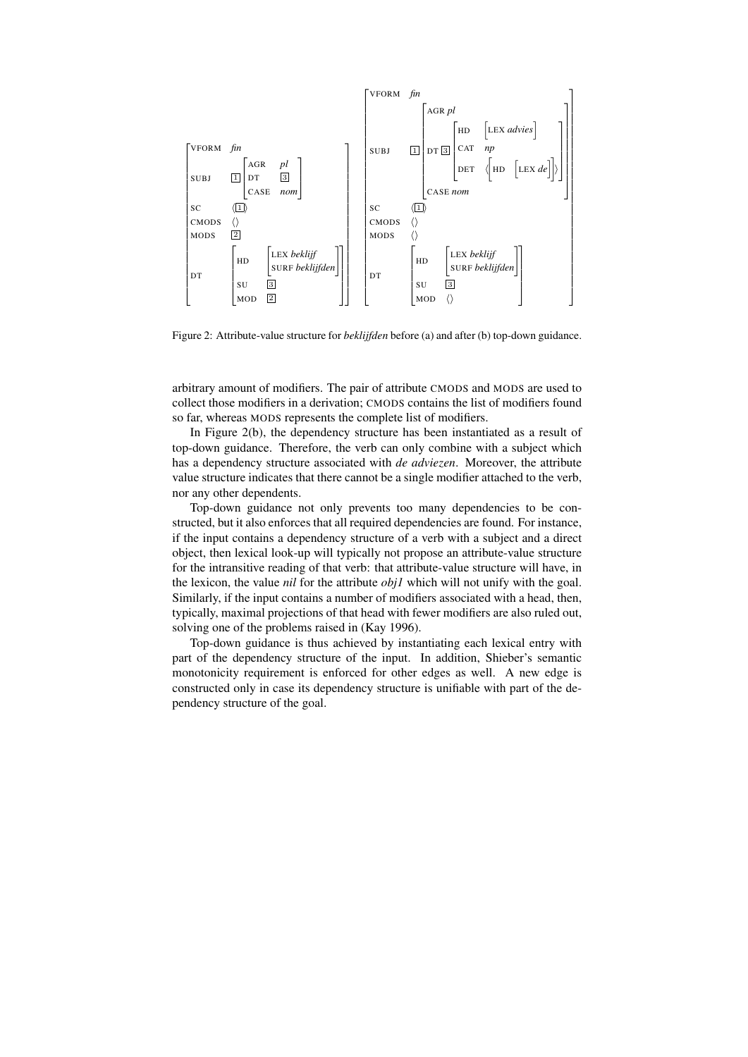(a)

```
[ VFORM  fin                                   ]
[ SUBJ   [1] [ AGR   pl  ]                     ]
[            [ DT    [3] ]                     ]
[            [ CASE  nom ]                     ]
[ SC     ⟨[1]⟩                                 ]
[ CMODS  ⟨⟩                                    ]
[ MODS   [2]                                   ]
[ DT     [ HD   [ LEX  beklijf        ] ]      ]
[        [      [ SURF beklijfden     ] ]      ]
[        [ SU   [3]                     ]      ]
[        [ MOD  [2]                     ]      ]
```

(b)

```
[ VFORM  fin                                                     ]
[ SUBJ   [1] [ AGR pl                                          ] ]
[            [ DT [3] [ HD   [ LEX advies ]                  ] ] ]
[            [        [ CAT  np                              ] ] ]
[            [        [ DET  ⟨[ HD [ LEX de ] ]⟩             ] ] ]
[            [ CASE nom                                      ] ]
[ SC     ⟨[1]⟩                                                   ]
[ CMODS  ⟨⟩                                                      ]
[ MODS   ⟨⟩                                                      ]
[ DT     [ HD   [ LEX  beklijf    ] ]                            ]
[        [      [ SURF beklijfden ] ]                            ]
[        [ SU   [3]                 ]                            ]
[        [ MOD  ⟨⟩                  ]                            ]
```

Figure 2: Attribute-value structure for *beklijfden* before (a) and after (b) top-down guidance.

arbitrary amount of modifiers. The pair of attribute CMODS and MODS are used to collect those modifiers in a derivation; CMODS contains the list of modifiers found so far, whereas MODS represents the complete list of modifiers.

In Figure 2(b), the dependency structure has been instantiated as a result of top-down guidance. Therefore, the verb can only combine with a subject which has a dependency structure associated with *de adviezen*. Moreover, the attribute value structure indicates that there cannot be a single modifier attached to the verb, nor any other dependents.

Top-down guidance not only prevents too many dependencies to be constructed, but it also enforces that all required dependencies are found. For instance, if the input contains a dependency structure of a verb with a subject and a direct object, then lexical look-up will typically not propose an attribute-value structure for the intransitive reading of that verb: that attribute-value structure will have, in the lexicon, the value *nil* for the attribute *obj1* which will not unify with the goal. Similarly, if the input contains a number of modifiers associated with a head, then, typically, maximal projections of that head with fewer modifiers are also ruled out, solving one of the problems raised in (Kay 1996).

Top-down guidance is thus achieved by instantiating each lexical entry with part of the dependency structure of the input. In addition, Shieber's semantic monotonicity requirement is enforced for other edges as well. A new edge is constructed only in case its dependency structure is unifiable with part of the dependency structure of the goal.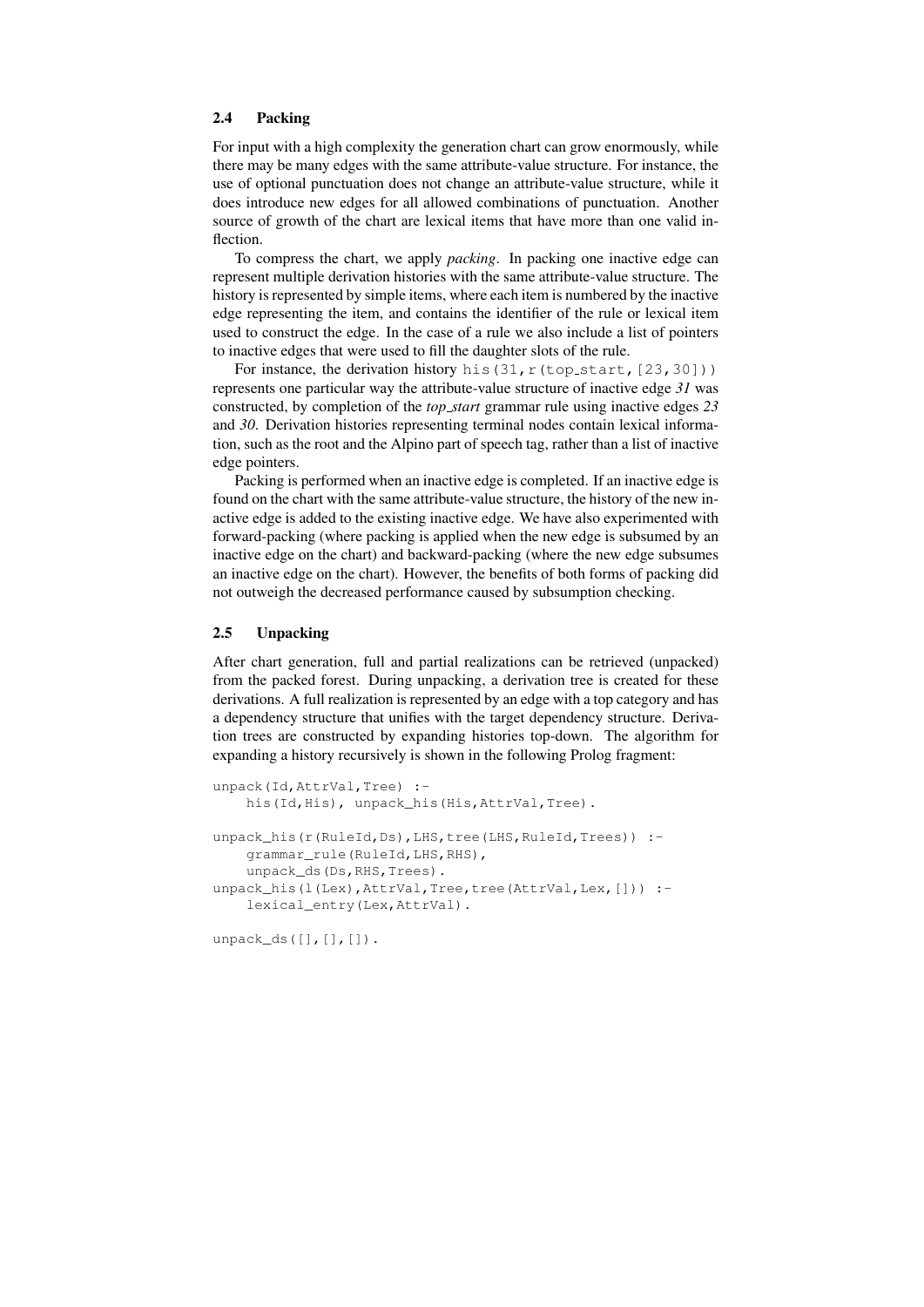### 2.4 Packing

For input with a high complexity the generation chart can grow enormously, while there may be many edges with the same attribute-value structure. For instance, the use of optional punctuation does not change an attribute-value structure, while it does introduce new edges for all allowed combinations of punctuation. Another source of growth of the chart are lexical items that have more than one valid inflection.

To compress the chart, we apply *packing*. In packing one inactive edge can represent multiple derivation histories with the same attribute-value structure. The history is represented by simple items, where each item is numbered by the inactive edge representing the item, and contains the identifier of the rule or lexical item used to construct the edge. In the case of a rule we also include a list of pointers to inactive edges that were used to fill the daughter slots of the rule.

For instance, the derivation history `his(31,r(top_start,[23,30]))` represents one particular way the attribute-value structure of inactive edge *31* was constructed, by completion of the *top_start* grammar rule using inactive edges *23* and *30*. Derivation histories representing terminal nodes contain lexical information, such as the root and the Alpino part of speech tag, rather than a list of inactive edge pointers.

Packing is performed when an inactive edge is completed. If an inactive edge is found on the chart with the same attribute-value structure, the history of the new inactive edge is added to the existing inactive edge. We have also experimented with forward-packing (where packing is applied when the new edge is subsumed by an inactive edge on the chart) and backward-packing (where the new edge subsumes an inactive edge on the chart). However, the benefits of both forms of packing did not outweigh the decreased performance caused by subsumption checking.

### 2.5 Unpacking

After chart generation, full and partial realizations can be retrieved (unpacked) from the packed forest. During unpacking, a derivation tree is created for these derivations. A full realization is represented by an edge with a top category and has a dependency structure that unifies with the target dependency structure. Derivation trees are constructed by expanding histories top-down. The algorithm for expanding a history recursively is shown in the following Prolog fragment:

```
unpack(Id,AttrVal,Tree) :-
    his(Id,His), unpack_his(His,AttrVal,Tree).

unpack_his(r(RuleId,Ds),LHS,tree(LHS,RuleId,Trees)) :-
    grammar_rule(RuleId,LHS,RHS),
    unpack_ds(Ds,RHS,Trees).
unpack_his(l(Lex),AttrVal,Tree,tree(AttrVal,Lex,[])) :-
    lexical_entry(Lex,AttrVal).

unpack_ds([],[],[]).
```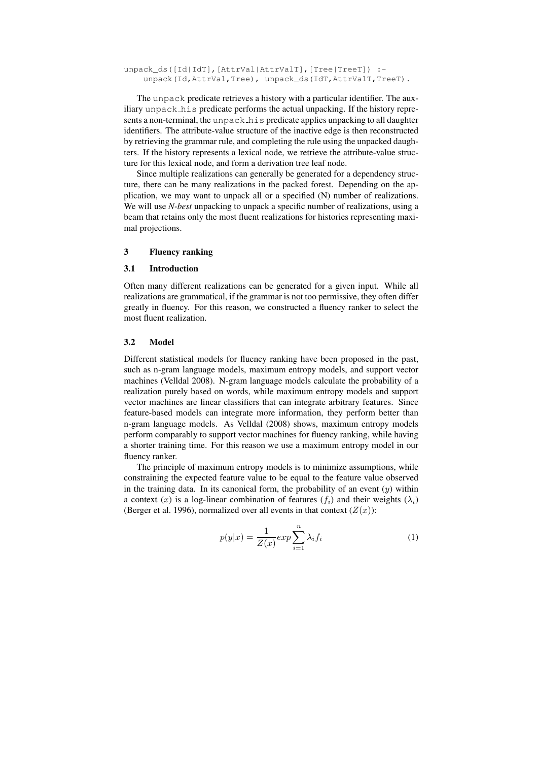```
unpack_ds([Id|IdT],[AttrVal|AttrValT],[Tree|TreeT]) :-
    unpack(Id,AttrVal,Tree), unpack_ds(IdT,AttrValT,TreeT).
```

The `unpack` predicate retrieves a history with a particular identifier. The auxiliary `unpack_his` predicate performs the actual unpacking. If the history represents a non-terminal, the `unpack_his` predicate applies unpacking to all daughter identifiers. The attribute-value structure of the inactive edge is then reconstructed by retrieving the grammar rule, and completing the rule using the unpacked daughters. If the history represents a lexical node, we retrieve the attribute-value structure for this lexical node, and form a derivation tree leaf node.

Since multiple realizations can generally be generated for a dependency structure, there can be many realizations in the packed forest. Depending on the application, we may want to unpack all or a specified (N) number of realizations. We will use *N-best* unpacking to unpack a specific number of realizations, using a beam that retains only the most fluent realizations for histories representing maximal projections.

## 3 Fluency ranking

### 3.1 Introduction

Often many different realizations can be generated for a given input. While all realizations are grammatical, if the grammar is not too permissive, they often differ greatly in fluency. For this reason, we constructed a fluency ranker to select the most fluent realization.

### 3.2 Model

Different statistical models for fluency ranking have been proposed in the past, such as n-gram language models, maximum entropy models, and support vector machines (Velldal 2008). N-gram language models calculate the probability of a realization purely based on words, while maximum entropy models and support vector machines are linear classifiers that can integrate arbitrary features. Since feature-based models can integrate more information, they perform better than n-gram language models. As Velldal (2008) shows, maximum entropy models perform comparably to support vector machines for fluency ranking, while having a shorter training time. For this reason we use a maximum entropy model in our fluency ranker.

The principle of maximum entropy models is to minimize assumptions, while constraining the expected feature value to be equal to the feature value observed in the training data. In its canonical form, the probability of an event ($y$) within a context ($x$) is a log-linear combination of features ($f_i$) and their weights ($\lambda_i$) (Berger et al. 1996), normalized over all events in that context ($Z(x)$):

$$p(y|x) = \frac{1}{Z(x)} exp \sum_{i=1}^{n} \lambda_i f_i \tag{1}$$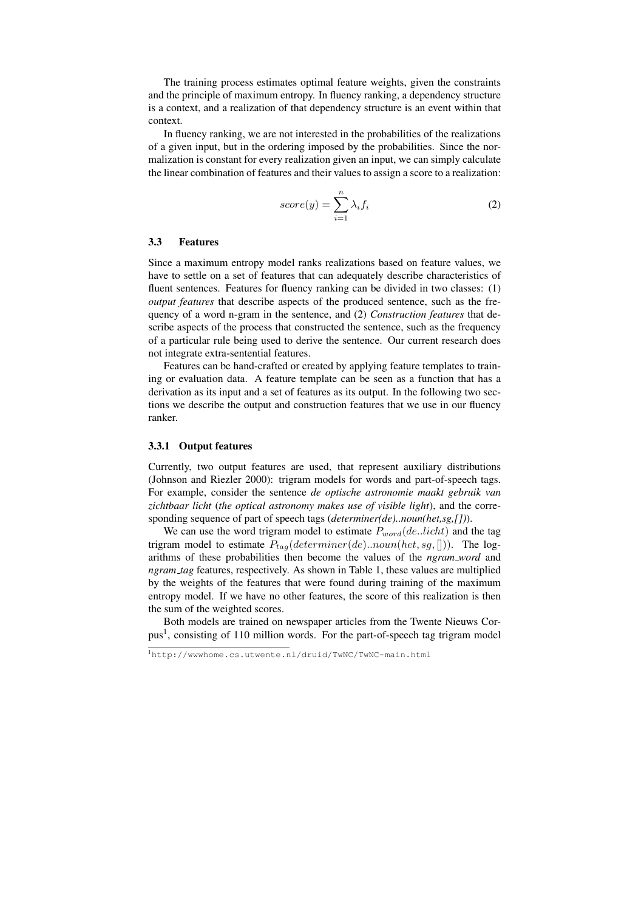The training process estimates optimal feature weights, given the constraints and the principle of maximum entropy. In fluency ranking, a dependency structure is a context, and a realization of that dependency structure is an event within that context.

In fluency ranking, we are not interested in the probabilities of the realizations of a given input, but in the ordering imposed by the probabilities. Since the normalization is constant for every realization given an input, we can simply calculate the linear combination of features and their values to assign a score to a realization:

$$score(y) = \sum_{i=1}^{n} \lambda_i f_i \tag{2}$$

### 3.3 Features

Since a maximum entropy model ranks realizations based on feature values, we have to settle on a set of features that can adequately describe characteristics of fluent sentences. Features for fluency ranking can be divided in two classes: (1) *output features* that describe aspects of the produced sentence, such as the frequency of a word n-gram in the sentence, and (2) *Construction features* that describe aspects of the process that constructed the sentence, such as the frequency of a particular rule being used to derive the sentence. Our current research does not integrate extra-sentential features.

Features can be hand-crafted or created by applying feature templates to training or evaluation data. A feature template can be seen as a function that has a derivation as its input and a set of features as its output. In the following two sections we describe the output and construction features that we use in our fluency ranker.

#### 3.3.1 Output features

Currently, two output features are used, that represent auxiliary distributions (Johnson and Riezler 2000): trigram models for words and part-of-speech tags. For example, consider the sentence ***de optische astronomie maakt gebruik van zichtbaar licht*** (***the optical astronomy makes use of visible light***), and the corresponding sequence of part of speech tags (***determiner(de)..noun(het,sg,[])***).

We can use the word trigram model to estimate $P_{word}(de..licht)$ and the tag trigram model to estimate $P_{tag}(determiner(de)..noun(het, sg, []))$. The logarithms of these probabilities then become the values of the ***ngram_word*** and ***ngram_tag*** features, respectively. As shown in Table 1, these values are multiplied by the weights of the features that were found during training of the maximum entropy model. If we have no other features, the score of this realization is then the sum of the weighted scores.

Both models are trained on newspaper articles from the Twente Nieuws Corpus[1], consisting of 110 million words. For the part-of-speech tag trigram model

[1] http://wwwhome.cs.utwente.nl/druid/TwNC/TwNC-main.html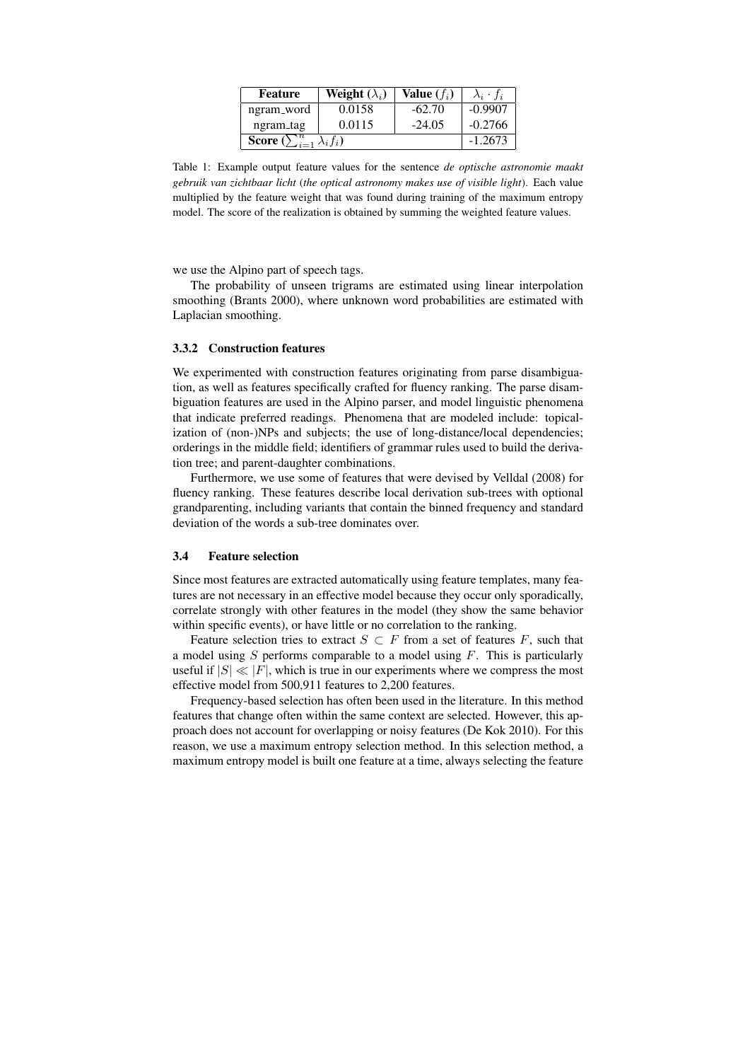| Feature | Weight ($\lambda_i$) | Value ($f_i$) | $\lambda_i \cdot f_i$ |
|---|---|---|---|
| ngram_word | 0.0158 | -62.70 | -0.9907 |
| ngram_tag | 0.0115 | -24.05 | -0.2766 |
| **Score** ($\sum_{i=1}^{n} \lambda_i f_i$) | | | -1.2673 |

Table 1: Example output feature values for the sentence *de optische astronomie maakt gebruik van zichtbaar licht* (*the optical astronomy makes use of visible light*). Each value multiplied by the feature weight that was found during training of the maximum entropy model. The score of the realization is obtained by summing the weighted feature values.

we use the Alpino part of speech tags.

The probability of unseen trigrams are estimated using linear interpolation smoothing (Brants 2000), where unknown word probabilities are estimated with Laplacian smoothing.

#### 3.3.2 Construction features

We experimented with construction features originating from parse disambiguation, as well as features specifically crafted for fluency ranking. The parse disambiguation features are used in the Alpino parser, and model linguistic phenomena that indicate preferred readings. Phenomena that are modeled include: topicalization of (non-)NPs and subjects; the use of long-distance/local dependencies; orderings in the middle field; identifiers of grammar rules used to build the derivation tree; and parent-daughter combinations.

Furthermore, we use some of features that were devised by Velldal (2008) for fluency ranking. These features describe local derivation sub-trees with optional grandparenting, including variants that contain the binned frequency and standard deviation of the words a sub-tree dominates over.

### 3.4 Feature selection

Since most features are extracted automatically using feature templates, many features are not necessary in an effective model because they occur only sporadically, correlate strongly with other features in the model (they show the same behavior within specific events), or have little or no correlation to the ranking.

Feature selection tries to extract $S \subset F$ from a set of features $F$, such that a model using $S$ performs comparable to a model using $F$. This is particularly useful if $|S| \ll |F|$, which is true in our experiments where we compress the most effective model from 500,911 features to 2,200 features.

Frequency-based selection has often been used in the literature. In this method features that change often within the same context are selected. However, this approach does not account for overlapping or noisy features (De Kok 2010). For this reason, we use a maximum entropy selection method. In this selection method, a maximum entropy model is built one feature at a time, always selecting the feature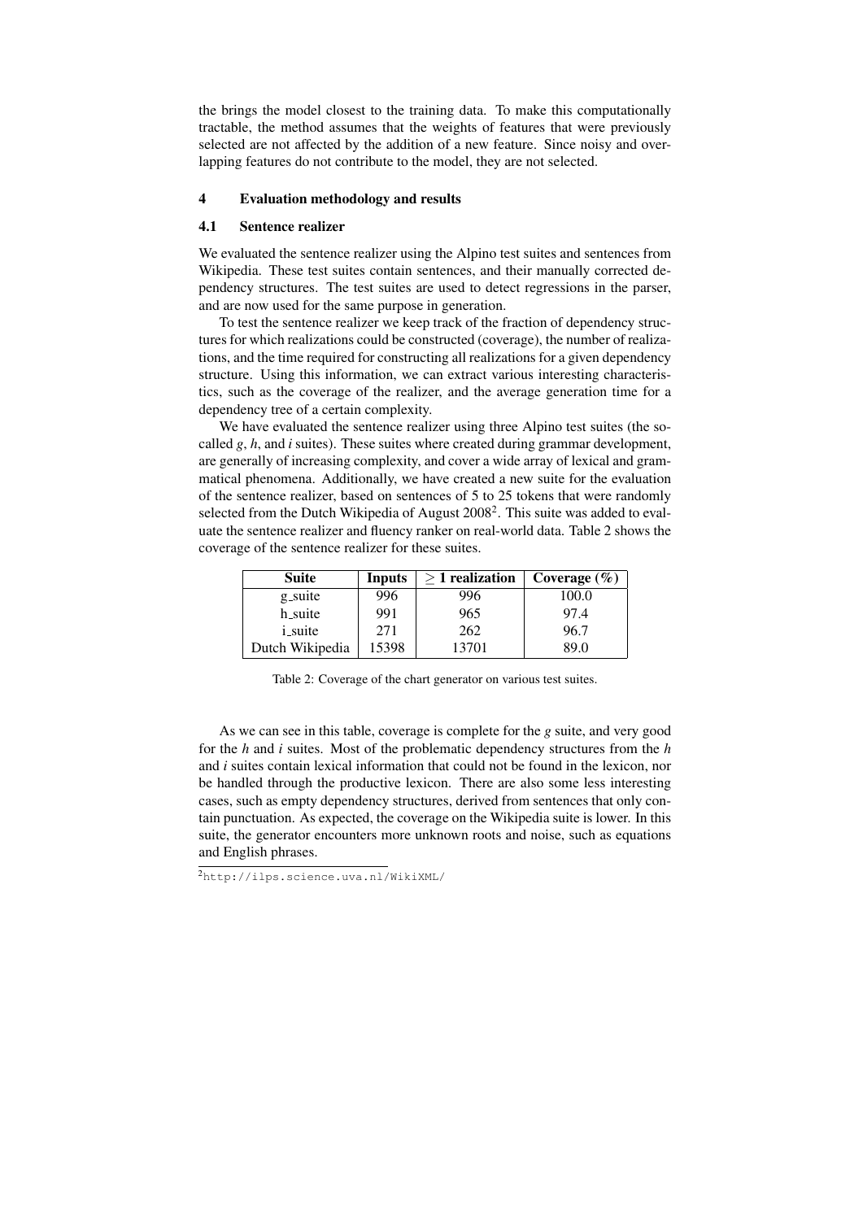the brings the model closest to the training data. To make this computationally tractable, the method assumes that the weights of features that were previously selected are not affected by the addition of a new feature. Since noisy and overlapping features do not contribute to the model, they are not selected.

## 4 Evaluation methodology and results

### 4.1 Sentence realizer

We evaluated the sentence realizer using the Alpino test suites and sentences from Wikipedia. These test suites contain sentences, and their manually corrected dependency structures. The test suites are used to detect regressions in the parser, and are now used for the same purpose in generation.

To test the sentence realizer we keep track of the fraction of dependency structures for which realizations could be constructed (coverage), the number of realizations, and the time required for constructing all realizations for a given dependency structure. Using this information, we can extract various interesting characteristics, such as the coverage of the realizer, and the average generation time for a dependency tree of a certain complexity.

We have evaluated the sentence realizer using three Alpino test suites (the so-called *g*, *h*, and *i* suites). These suites where created during grammar development, are generally of increasing complexity, and cover a wide array of lexical and grammatical phenomena. Additionally, we have created a new suite for the evaluation of the sentence realizer, based on sentences of 5 to 25 tokens that were randomly selected from the Dutch Wikipedia of August 2008[2]. This suite was added to evaluate the sentence realizer and fluency ranker on real-world data. Table 2 shows the coverage of the sentence realizer for these suites.

| Suite | Inputs | $\geq 1$ realization | Coverage (%) |
|---|---|---|---|
| g_suite | 996 | 996 | 100.0 |
| h_suite | 991 | 965 | 97.4 |
| i_suite | 271 | 262 | 96.7 |
| Dutch Wikipedia | 15398 | 13701 | 89.0 |

Table 2: Coverage of the chart generator on various test suites.

As we can see in this table, coverage is complete for the *g* suite, and very good for the *h* and *i* suites. Most of the problematic dependency structures from the *h* and *i* suites contain lexical information that could not be found in the lexicon, nor be handled through the productive lexicon. There are also some less interesting cases, such as empty dependency structures, derived from sentences that only contain punctuation. As expected, the coverage on the Wikipedia suite is lower. In this suite, the generator encounters more unknown roots and noise, such as equations and English phrases.

[2]http://ilps.science.uva.nl/WikiXML/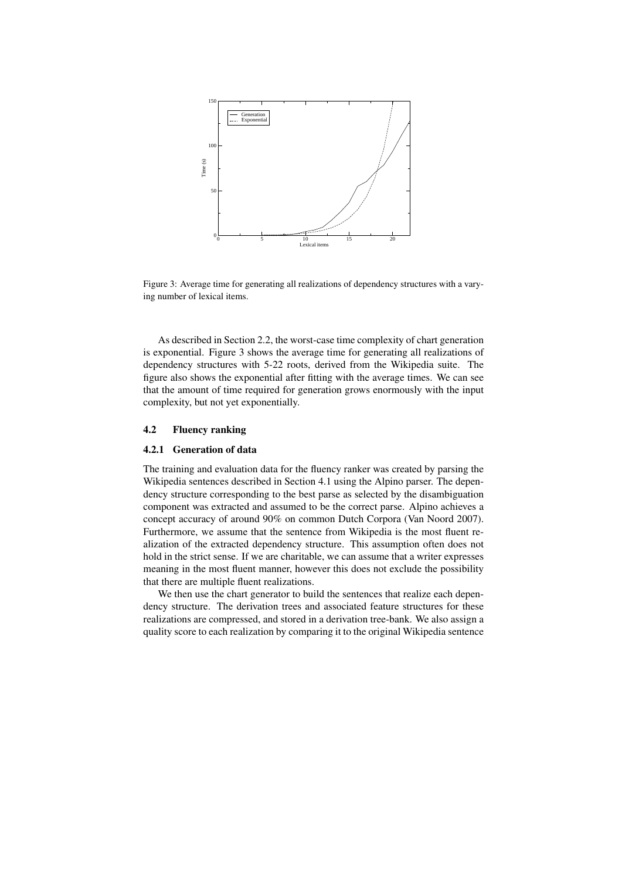Figure 3: Average time for generating all realizations of dependency structures with a varying number of lexical items.

As described in Section 2.2, the worst-case time complexity of chart generation is exponential. Figure 3 shows the average time for generating all realizations of dependency structures with 5-22 roots, derived from the Wikipedia suite. The figure also shows the exponential after fitting with the average times. We can see that the amount of time required for generation grows enormously with the input complexity, but not yet exponentially.

### 4.2 Fluency ranking

#### 4.2.1 Generation of data

The training and evaluation data for the fluency ranker was created by parsing the Wikipedia sentences described in Section 4.1 using the Alpino parser. The dependency structure corresponding to the best parse as selected by the disambiguation component was extracted and assumed to be the correct parse. Alpino achieves a concept accuracy of around 90% on common Dutch Corpora (Van Noord 2007). Furthermore, we assume that the sentence from Wikipedia is the most fluent realization of the extracted dependency structure. This assumption often does not hold in the strict sense. If we are charitable, we can assume that a writer expresses meaning in the most fluent manner, however this does not exclude the possibility that there are multiple fluent realizations.

We then use the chart generator to build the sentences that realize each dependency structure. The derivation trees and associated feature structures for these realizations are compressed, and stored in a derivation tree-bank. We also assign a quality score to each realization by comparing it to the original Wikipedia sentence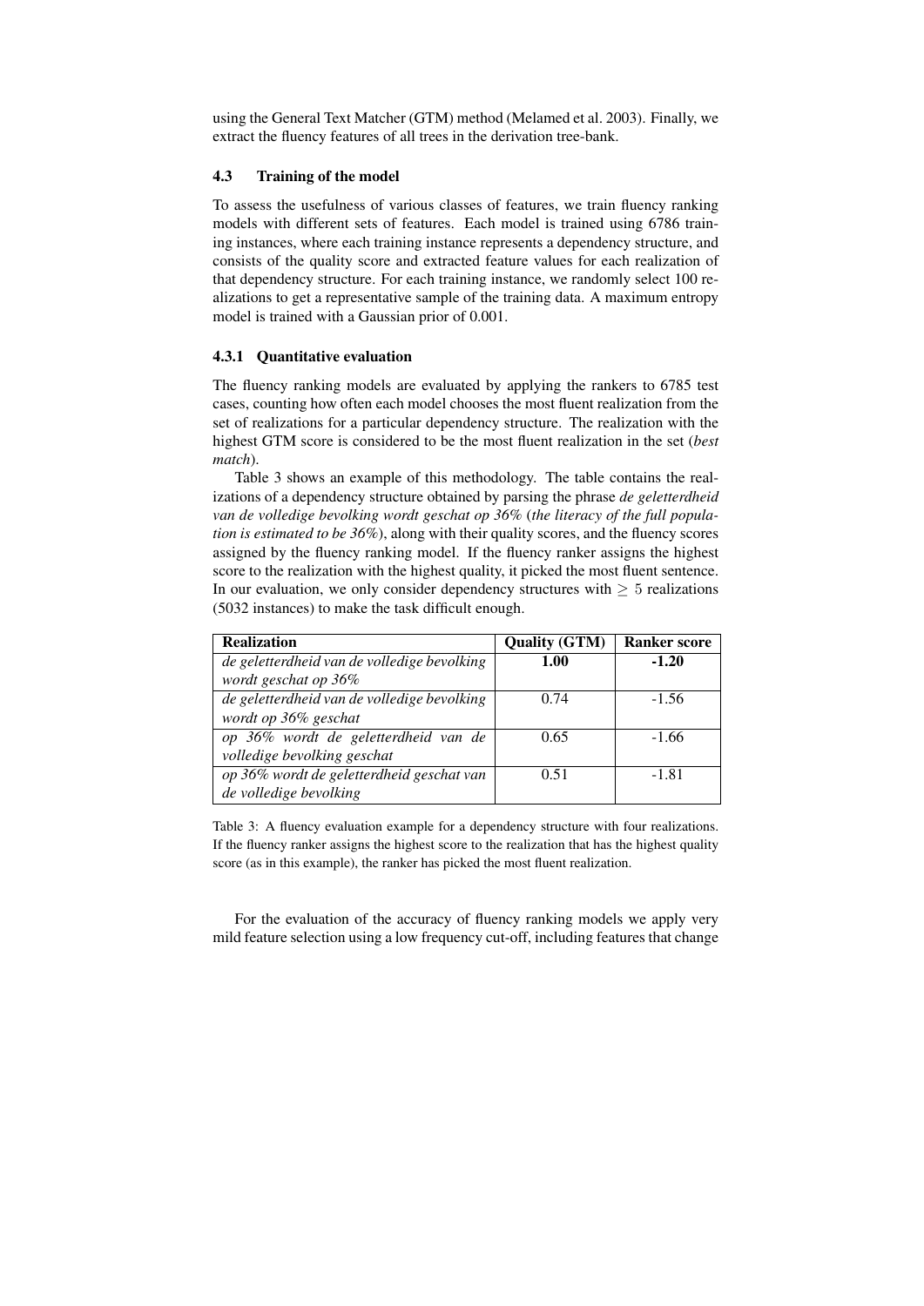using the General Text Matcher (GTM) method (Melamed et al. 2003). Finally, we extract the fluency features of all trees in the derivation tree-bank.

### 4.3 Training of the model

To assess the usefulness of various classes of features, we train fluency ranking models with different sets of features. Each model is trained using 6786 training instances, where each training instance represents a dependency structure, and consists of the quality score and extracted feature values for each realization of that dependency structure. For each training instance, we randomly select 100 realizations to get a representative sample of the training data. A maximum entropy model is trained with a Gaussian prior of 0.001.

#### 4.3.1 Quantitative evaluation

The fluency ranking models are evaluated by applying the rankers to 6785 test cases, counting how often each model chooses the most fluent realization from the set of realizations for a particular dependency structure. The realization with the highest GTM score is considered to be the most fluent realization in the set (*best match*).

Table 3 shows an example of this methodology. The table contains the realizations of a dependency structure obtained by parsing the phrase *de geletterdheid van de volledige bevolking wordt geschat op 36%* (*the literacy of the full population is estimated to be 36%*), along with their quality scores, and the fluency scores assigned by the fluency ranking model. If the fluency ranker assigns the highest score to the realization with the highest quality, it picked the most fluent sentence. In our evaluation, we only consider dependency structures with $\geq 5$ realizations (5032 instances) to make the task difficult enough.

| **Realization** | **Quality (GTM)** | **Ranker score** |
|---|---|---|
| *de geletterdheid van de volledige bevolking wordt geschat op 36%* | **1.00** | **-1.20** |
| *de geletterdheid van de volledige bevolking wordt op 36% geschat* | 0.74 | -1.56 |
| *op 36% wordt de geletterdheid van de volledige bevolking geschat* | 0.65 | -1.66 |
| *op 36% wordt de geletterdheid geschat van de volledige bevolking* | 0.51 | -1.81 |

Table 3: A fluency evaluation example for a dependency structure with four realizations. If the fluency ranker assigns the highest score to the realization that has the highest quality score (as in this example), the ranker has picked the most fluent realization.

For the evaluation of the accuracy of fluency ranking models we apply very mild feature selection using a low frequency cut-off, including features that change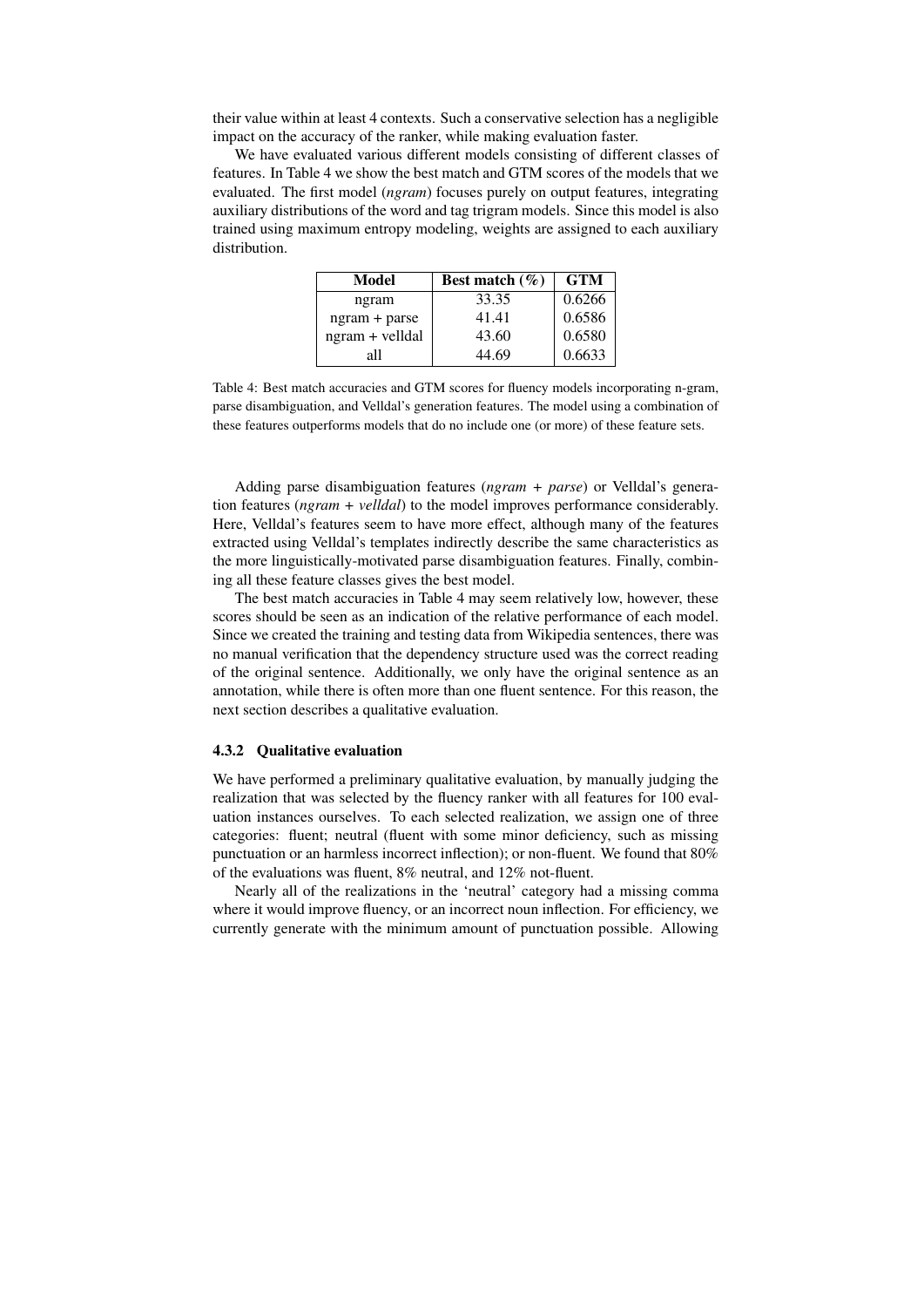their value within at least 4 contexts. Such a conservative selection has a negligible impact on the accuracy of the ranker, while making evaluation faster.

We have evaluated various different models consisting of different classes of features. In Table 4 we show the best match and GTM scores of the models that we evaluated. The first model (*ngram*) focuses purely on output features, integrating auxiliary distributions of the word and tag trigram models. Since this model is also trained using maximum entropy modeling, weights are assigned to each auxiliary distribution.

| Model | Best match (%) | GTM |
|---|---|---|
| ngram | 33.35 | 0.6266 |
| ngram + parse | 41.41 | 0.6586 |
| ngram + velldal | 43.60 | 0.6580 |
| all | 44.69 | 0.6633 |

Table 4: Best match accuracies and GTM scores for fluency models incorporating n-gram, parse disambiguation, and Velldal's generation features. The model using a combination of these features outperforms models that do no include one (or more) of these feature sets.

Adding parse disambiguation features (*ngram + parse*) or Velldal's generation features (*ngram + velldal*) to the model improves performance considerably. Here, Velldal's features seem to have more effect, although many of the features extracted using Velldal's templates indirectly describe the same characteristics as the more linguistically-motivated parse disambiguation features. Finally, combining all these feature classes gives the best model.

The best match accuracies in Table 4 may seem relatively low, however, these scores should be seen as an indication of the relative performance of each model. Since we created the training and testing data from Wikipedia sentences, there was no manual verification that the dependency structure used was the correct reading of the original sentence. Additionally, we only have the original sentence as an annotation, while there is often more than one fluent sentence. For this reason, the next section describes a qualitative evaluation.

#### 4.3.2 Qualitative evaluation

We have performed a preliminary qualitative evaluation, by manually judging the realization that was selected by the fluency ranker with all features for 100 evaluation instances ourselves. To each selected realization, we assign one of three categories: fluent; neutral (fluent with some minor deficiency, such as missing punctuation or an harmless incorrect inflection); or non-fluent. We found that 80% of the evaluations was fluent, 8% neutral, and 12% not-fluent.

Nearly all of the realizations in the 'neutral' category had a missing comma where it would improve fluency, or an incorrect noun inflection. For efficiency, we currently generate with the minimum amount of punctuation possible. Allowing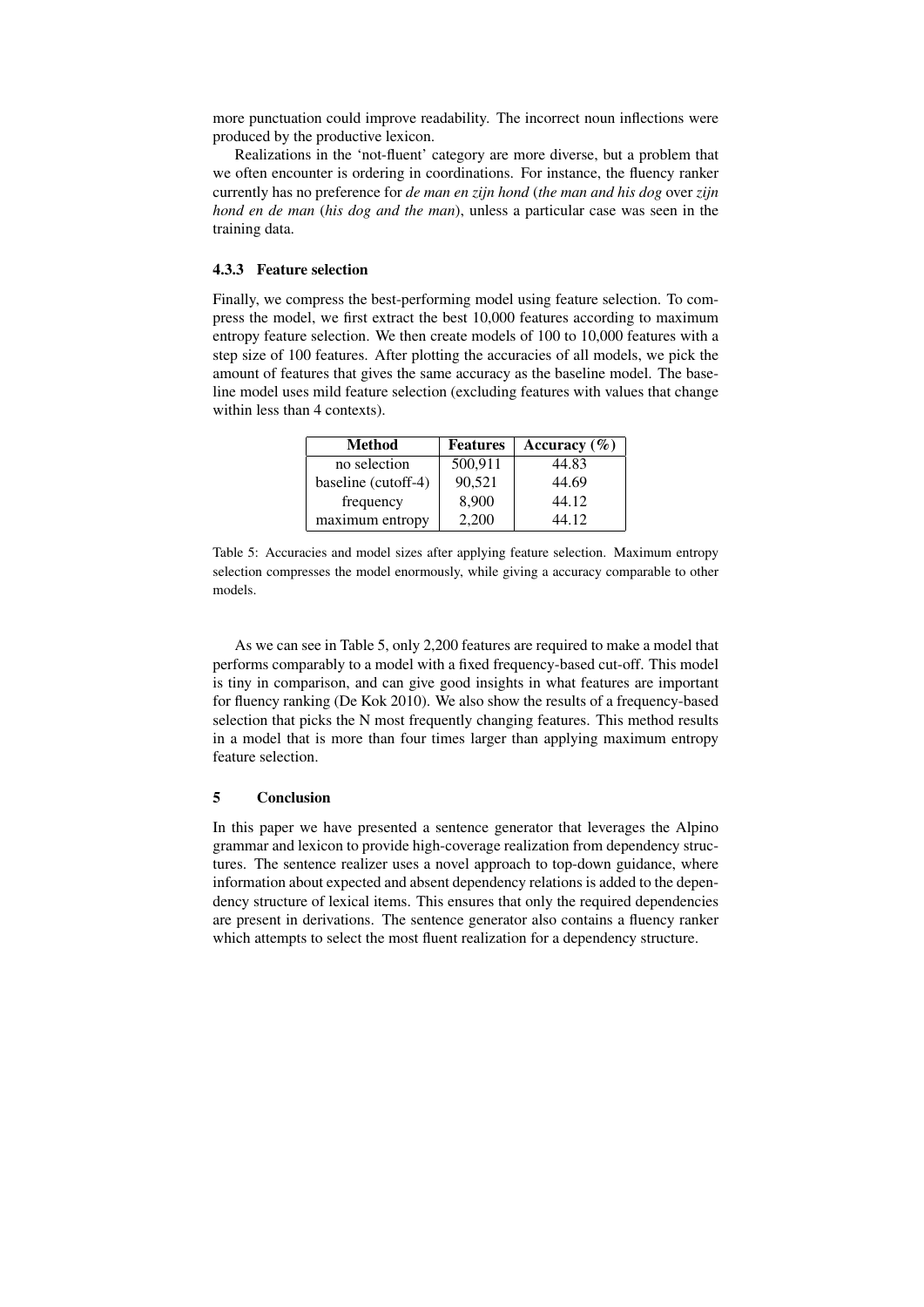more punctuation could improve readability. The incorrect noun inflections were produced by the productive lexicon.

Realizations in the 'not-fluent' category are more diverse, but a problem that we often encounter is ordering in coordinations. For instance, the fluency ranker currently has no preference for *de man en zijn hond* (*the man and his dog* over *zijn hond en de man* (*his dog and the man*), unless a particular case was seen in the training data.

#### 4.3.3 Feature selection

Finally, we compress the best-performing model using feature selection. To compress the model, we first extract the best 10,000 features according to maximum entropy feature selection. We then create models of 100 to 10,000 features with a step size of 100 features. After plotting the accuracies of all models, we pick the amount of features that gives the same accuracy as the baseline model. The baseline model uses mild feature selection (excluding features with values that change within less than 4 contexts).

| Method | Features | Accuracy (%) |
|---|---|---|
| no selection | 500,911 | 44.83 |
| baseline (cutoff-4) | 90,521 | 44.69 |
| frequency | 8,900 | 44.12 |
| maximum entropy | 2,200 | 44.12 |

Table 5: Accuracies and model sizes after applying feature selection. Maximum entropy selection compresses the model enormously, while giving a accuracy comparable to other models.

As we can see in Table 5, only 2,200 features are required to make a model that performs comparably to a model with a fixed frequency-based cut-off. This model is tiny in comparison, and can give good insights in what features are important for fluency ranking (De Kok 2010). We also show the results of a frequency-based selection that picks the N most frequently changing features. This method results in a model that is more than four times larger than applying maximum entropy feature selection.

## 5 Conclusion

In this paper we have presented a sentence generator that leverages the Alpino grammar and lexicon to provide high-coverage realization from dependency structures. The sentence realizer uses a novel approach to top-down guidance, where information about expected and absent dependency relations is added to the dependency structure of lexical items. This ensures that only the required dependencies are present in derivations. The sentence generator also contains a fluency ranker which attempts to select the most fluent realization for a dependency structure.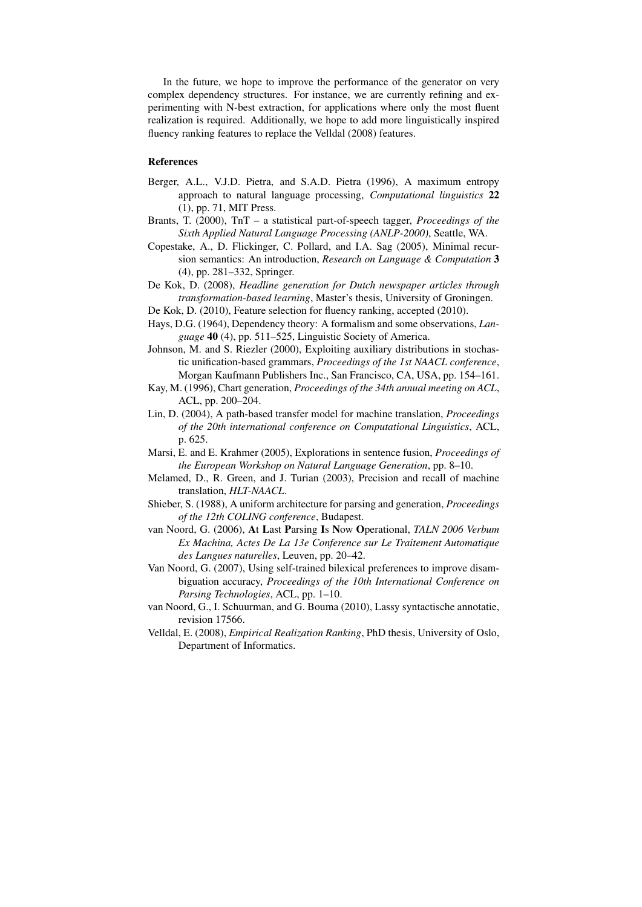In the future, we hope to improve the performance of the generator on very complex dependency structures. For instance, we are currently refining and experimenting with N-best extraction, for applications where only the most fluent realization is required. Additionally, we hope to add more linguistically inspired fluency ranking features to replace the Velldal (2008) features.

## References

Berger, A.L., V.J.D. Pietra, and S.A.D. Pietra (1996), A maximum entropy approach to natural language processing, *Computational linguistics* **22** (1), pp. 71, MIT Press.

Brants, T. (2000), TnT – a statistical part-of-speech tagger, *Proceedings of the Sixth Applied Natural Language Processing (ANLP-2000)*, Seattle, WA.

Copestake, A., D. Flickinger, C. Pollard, and I.A. Sag (2005), Minimal recursion semantics: An introduction, *Research on Language & Computation* **3** (4), pp. 281–332, Springer.

De Kok, D. (2008), *Headline generation for Dutch newspaper articles through transformation-based learning*, Master's thesis, University of Groningen.

De Kok, D. (2010), Feature selection for fluency ranking, accepted (2010).

Hays, D.G. (1964), Dependency theory: A formalism and some observations, *Language* **40** (4), pp. 511–525, Linguistic Society of America.

Johnson, M. and S. Riezler (2000), Exploiting auxiliary distributions in stochastic unification-based grammars, *Proceedings of the 1st NAACL conference*, Morgan Kaufmann Publishers Inc., San Francisco, CA, USA, pp. 154–161.

Kay, M. (1996), Chart generation, *Proceedings of the 34th annual meeting on ACL*, ACL, pp. 200–204.

Lin, D. (2004), A path-based transfer model for machine translation, *Proceedings of the 20th international conference on Computational Linguistics*, ACL, p. 625.

Marsi, E. and E. Krahmer (2005), Explorations in sentence fusion, *Proceedings of the European Workshop on Natural Language Generation*, pp. 8–10.

Melamed, D., R. Green, and J. Turian (2003), Precision and recall of machine translation, *HLT-NAACL*.

Shieber, S. (1988), A uniform architecture for parsing and generation, *Proceedings of the 12th COLING conference*, Budapest.

van Noord, G. (2006), **A**t **L**ast **P**arsing **I**s **N**ow **O**perational, *TALN 2006 Verbum Ex Machina, Actes De La 13e Conference sur Le Traitement Automatique des Langues naturelles*, Leuven, pp. 20–42.

Van Noord, G. (2007), Using self-trained bilexical preferences to improve disambiguation accuracy, *Proceedings of the 10th International Conference on Parsing Technologies*, ACL, pp. 1–10.

van Noord, G., I. Schuurman, and G. Bouma (2010), Lassy syntactische annotatie, revision 17566.

Velldal, E. (2008), *Empirical Realization Ranking*, PhD thesis, University of Oslo, Department of Informatics.